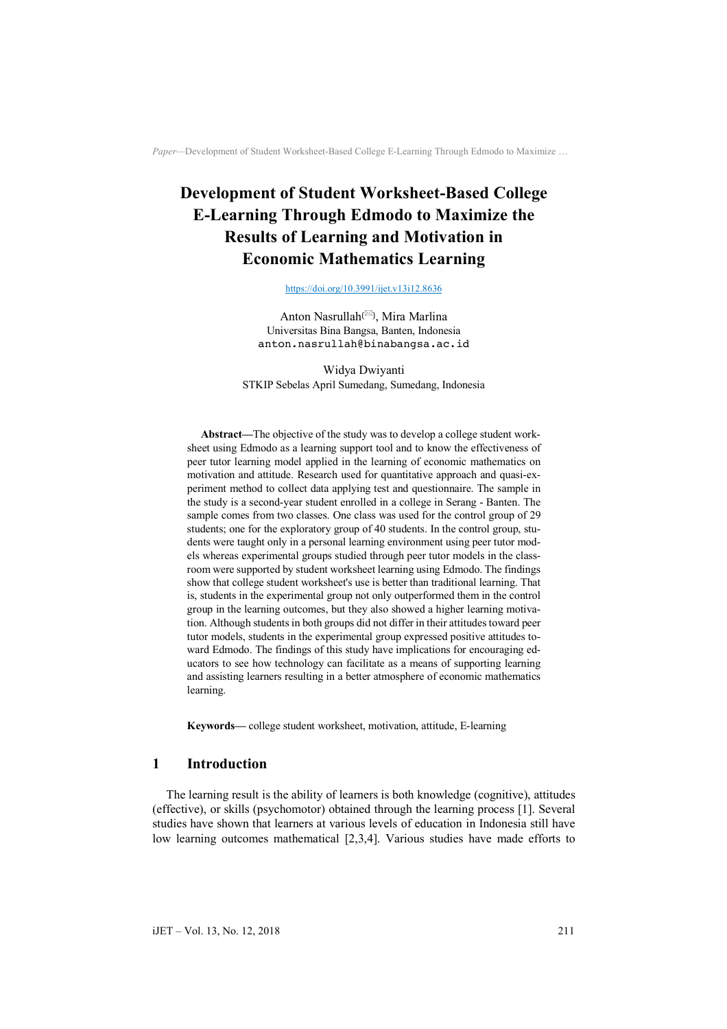# Development of Student Worksheet-Based College E-Learning Through Edmodo to Maximize the Results of Learning and Motivation in Economic Mathematics Learning

https://doi.org/10.3991/ijet.v13i12.8636

Anton Nasrullah(✉), Mira Marlina
Universitas Bina Bangsa, Banten, Indonesia
anton.nasrullah@binabangsa.ac.id

Widya Dwiyanti
STKIP Sebelas April Sumedang, Sumedang, Indonesia

**Abstract—**The objective of the study was to develop a college student worksheet using Edmodo as a learning support tool and to know the effectiveness of peer tutor learning model applied in the learning of economic mathematics on motivation and attitude. Research used for quantitative approach and quasi-experiment method to collect data applying test and questionnaire. The sample in the study is a second-year student enrolled in a college in Serang - Banten. The sample comes from two classes. One class was used for the control group of 29 students; one for the exploratory group of 40 students. In the control group, students were taught only in a personal learning environment using peer tutor models whereas experimental groups studied through peer tutor models in the classroom were supported by student worksheet learning using Edmodo. The findings show that college student worksheet's use is better than traditional learning. That is, students in the experimental group not only outperformed them in the control group in the learning outcomes, but they also showed a higher learning motivation. Although students in both groups did not differ in their attitudes toward peer tutor models, students in the experimental group expressed positive attitudes toward Edmodo. The findings of this study have implications for encouraging educators to see how technology can facilitate as a means of supporting learning and assisting learners resulting in a better atmosphere of economic mathematics learning.

**Keywords—** college student worksheet, motivation, attitude, E-learning

## 1 Introduction

The learning result is the ability of learners is both knowledge (cognitive), attitudes (effective), or skills (psychomotor) obtained through the learning process [1]. Several studies have shown that learners at various levels of education in Indonesia still have low learning outcomes mathematical [2,3,4]. Various studies have made efforts to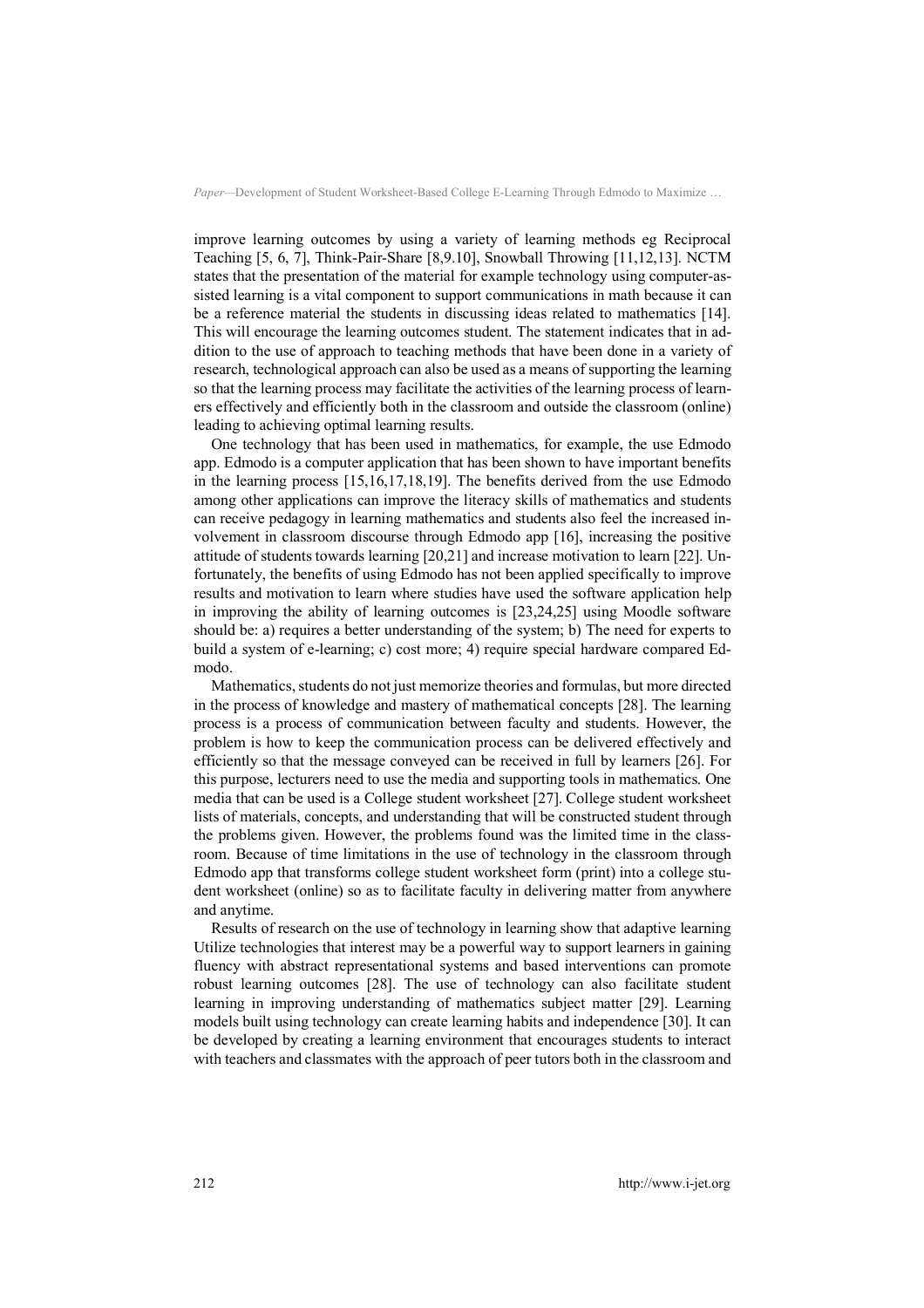improve learning outcomes by using a variety of learning methods eg Reciprocal Teaching [5, 6, 7], Think-Pair-Share [8,9.10], Snowball Throwing [11,12,13]. NCTM states that the presentation of the material for example technology using computer-assisted learning is a vital component to support communications in math because it can be a reference material the students in discussing ideas related to mathematics [14]. This will encourage the learning outcomes student. The statement indicates that in addition to the use of approach to teaching methods that have been done in a variety of research, technological approach can also be used as a means of supporting the learning so that the learning process may facilitate the activities of the learning process of learners effectively and efficiently both in the classroom and outside the classroom (online) leading to achieving optimal learning results.

One technology that has been used in mathematics, for example, the use Edmodo app. Edmodo is a computer application that has been shown to have important benefits in the learning process [15,16,17,18,19]. The benefits derived from the use Edmodo among other applications can improve the literacy skills of mathematics and students can receive pedagogy in learning mathematics and students also feel the increased involvement in classroom discourse through Edmodo app [16], increasing the positive attitude of students towards learning [20,21] and increase motivation to learn [22]. Unfortunately, the benefits of using Edmodo has not been applied specifically to improve results and motivation to learn where studies have used the software application help in improving the ability of learning outcomes is [23,24,25] using Moodle software should be: a) requires a better understanding of the system; b) The need for experts to build a system of e-learning; c) cost more; 4) require special hardware compared Edmodo.

Mathematics, students do not just memorize theories and formulas, but more directed in the process of knowledge and mastery of mathematical concepts [28]. The learning process is a process of communication between faculty and students. However, the problem is how to keep the communication process can be delivered effectively and efficiently so that the message conveyed can be received in full by learners [26]. For this purpose, lecturers need to use the media and supporting tools in mathematics. One media that can be used is a College student worksheet [27]. College student worksheet lists of materials, concepts, and understanding that will be constructed student through the problems given. However, the problems found was the limited time in the classroom. Because of time limitations in the use of technology in the classroom through Edmodo app that transforms college student worksheet form (print) into a college student worksheet (online) so as to facilitate faculty in delivering matter from anywhere and anytime.

Results of research on the use of technology in learning show that adaptive learning Utilize technologies that interest may be a powerful way to support learners in gaining fluency with abstract representational systems and based interventions can promote robust learning outcomes [28]. The use of technology can also facilitate student learning in improving understanding of mathematics subject matter [29]. Learning models built using technology can create learning habits and independence [30]. It can be developed by creating a learning environment that encourages students to interact with teachers and classmates with the approach of peer tutors both in the classroom and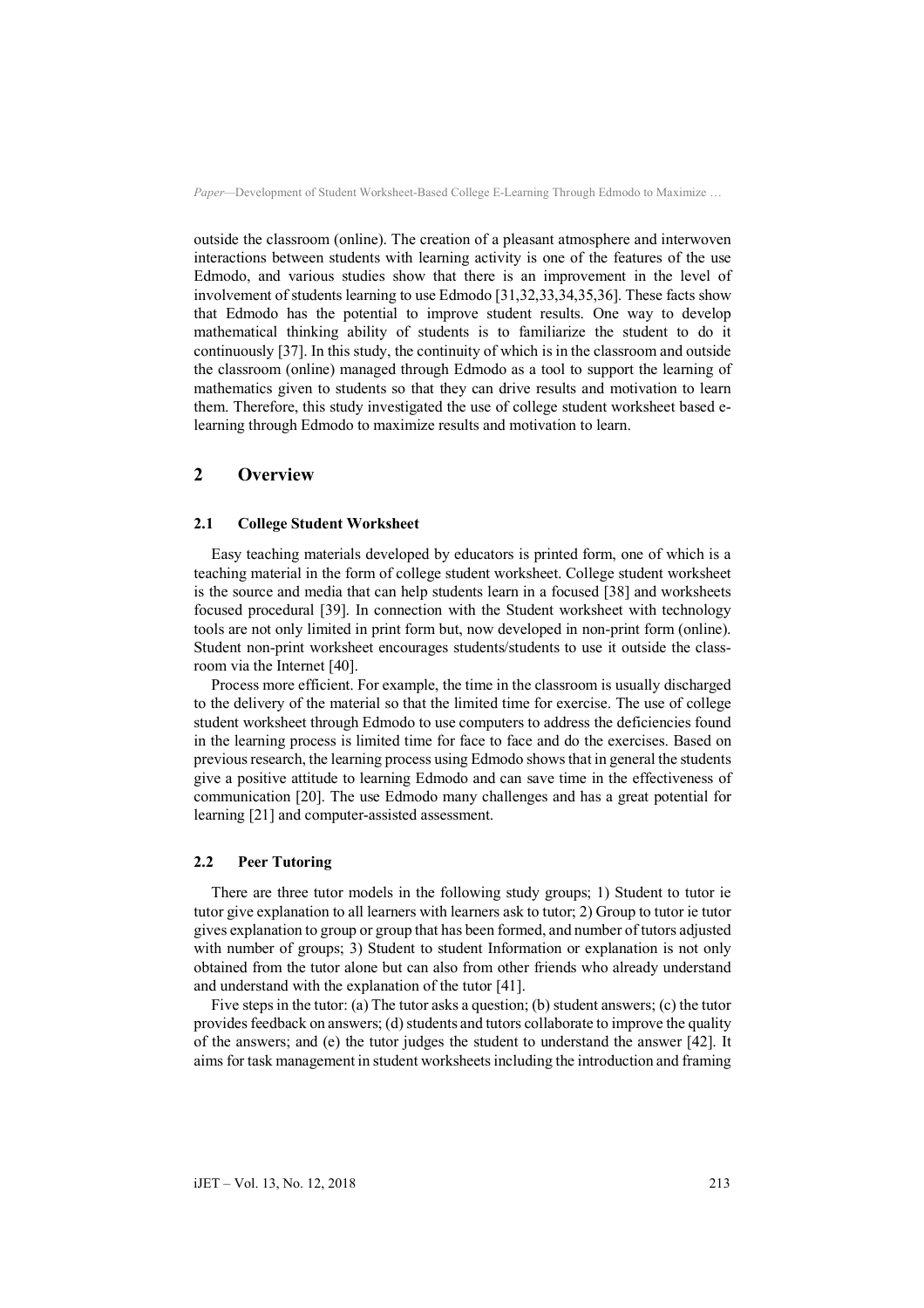outside the classroom (online). The creation of a pleasant atmosphere and interwoven interactions between students with learning activity is one of the features of the use Edmodo, and various studies show that there is an improvement in the level of involvement of students learning to use Edmodo [31,32,33,34,35,36]. These facts show that Edmodo has the potential to improve student results. One way to develop mathematical thinking ability of students is to familiarize the student to do it continuously [37]. In this study, the continuity of which is in the classroom and outside the classroom (online) managed through Edmodo as a tool to support the learning of mathematics given to students so that they can drive results and motivation to learn them. Therefore, this study investigated the use of college student worksheet based e-learning through Edmodo to maximize results and motivation to learn.

## 2 Overview

### 2.1 College Student Worksheet

Easy teaching materials developed by educators is printed form, one of which is a teaching material in the form of college student worksheet. College student worksheet is the source and media that can help students learn in a focused [38] and worksheets focused procedural [39]. In connection with the Student worksheet with technology tools are not only limited in print form but, now developed in non-print form (online). Student non-print worksheet encourages students/students to use it outside the classroom via the Internet [40].

Process more efficient. For example, the time in the classroom is usually discharged to the delivery of the material so that the limited time for exercise. The use of college student worksheet through Edmodo to use computers to address the deficiencies found in the learning process is limited time for face to face and do the exercises. Based on previous research, the learning process using Edmodo shows that in general the students give a positive attitude to learning Edmodo and can save time in the effectiveness of communication [20]. The use Edmodo many challenges and has a great potential for learning [21] and computer-assisted assessment.

### 2.2 Peer Tutoring

There are three tutor models in the following study groups; 1) Student to tutor ie tutor give explanation to all learners with learners ask to tutor; 2) Group to tutor ie tutor gives explanation to group or group that has been formed, and number of tutors adjusted with number of groups; 3) Student to student Information or explanation is not only obtained from the tutor alone but can also from other friends who already understand and understand with the explanation of the tutor [41].

Five steps in the tutor: (a) The tutor asks a question; (b) student answers; (c) the tutor provides feedback on answers; (d) students and tutors collaborate to improve the quality of the answers; and (e) the tutor judges the student to understand the answer [42]. It aims for task management in student worksheets including the introduction and framing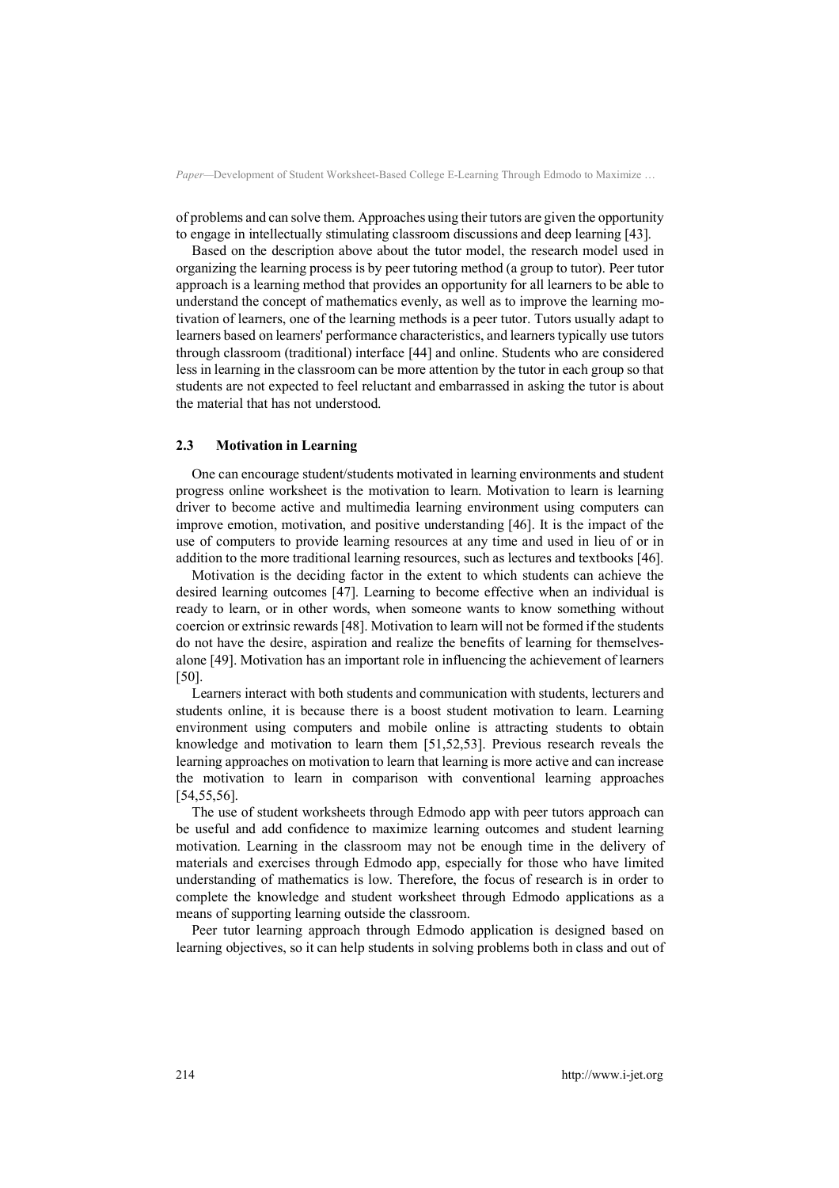of problems and can solve them. Approaches using their tutors are given the opportunity to engage in intellectually stimulating classroom discussions and deep learning [43].

Based on the description above about the tutor model, the research model used in organizing the learning process is by peer tutoring method (a group to tutor). Peer tutor approach is a learning method that provides an opportunity for all learners to be able to understand the concept of mathematics evenly, as well as to improve the learning motivation of learners, one of the learning methods is a peer tutor. Tutors usually adapt to learners based on learners' performance characteristics, and learners typically use tutors through classroom (traditional) interface [44] and online. Students who are considered less in learning in the classroom can be more attention by the tutor in each group so that students are not expected to feel reluctant and embarrassed in asking the tutor is about the material that has not understood.

### 2.3 Motivation in Learning

One can encourage student/students motivated in learning environments and student progress online worksheet is the motivation to learn. Motivation to learn is learning driver to become active and multimedia learning environment using computers can improve emotion, motivation, and positive understanding [46]. It is the impact of the use of computers to provide learning resources at any time and used in lieu of or in addition to the more traditional learning resources, such as lectures and textbooks [46].

Motivation is the deciding factor in the extent to which students can achieve the desired learning outcomes [47]. Learning to become effective when an individual is ready to learn, or in other words, when someone wants to know something without coercion or extrinsic rewards [48]. Motivation to learn will not be formed if the students do not have the desire, aspiration and realize the benefits of learning for themselves-alone [49]. Motivation has an important role in influencing the achievement of learners [50].

Learners interact with both students and communication with students, lecturers and students online, it is because there is a boost student motivation to learn. Learning environment using computers and mobile online is attracting students to obtain knowledge and motivation to learn them [51,52,53]. Previous research reveals the learning approaches on motivation to learn that learning is more active and can increase the motivation to learn in comparison with conventional learning approaches [54,55,56].

The use of student worksheets through Edmodo app with peer tutors approach can be useful and add confidence to maximize learning outcomes and student learning motivation. Learning in the classroom may not be enough time in the delivery of materials and exercises through Edmodo app, especially for those who have limited understanding of mathematics is low. Therefore, the focus of research is in order to complete the knowledge and student worksheet through Edmodo applications as a means of supporting learning outside the classroom.

Peer tutor learning approach through Edmodo application is designed based on learning objectives, so it can help students in solving problems both in class and out of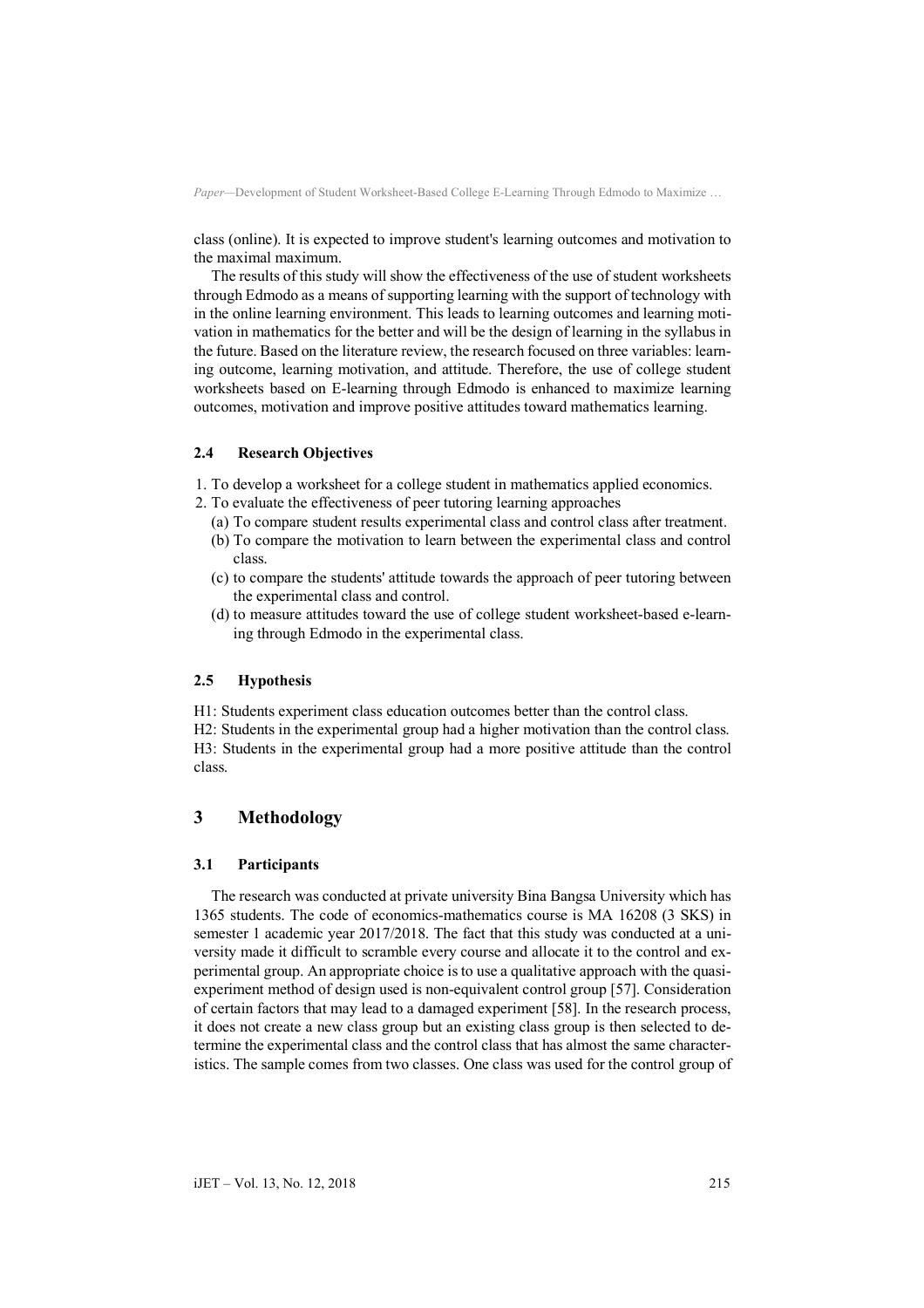class (online). It is expected to improve student's learning outcomes and motivation to the maximal maximum.

The results of this study will show the effectiveness of the use of student worksheets through Edmodo as a means of supporting learning with the support of technology with in the online learning environment. This leads to learning outcomes and learning motivation in mathematics for the better and will be the design of learning in the syllabus in the future. Based on the literature review, the research focused on three variables: learning outcome, learning motivation, and attitude. Therefore, the use of college student worksheets based on E-learning through Edmodo is enhanced to maximize learning outcomes, motivation and improve positive attitudes toward mathematics learning.

### 2.4 Research Objectives

1. To develop a worksheet for a college student in mathematics applied economics.
2. To evaluate the effectiveness of peer tutoring learning approaches
   (a) To compare student results experimental class and control class after treatment.
   (b) To compare the motivation to learn between the experimental class and control class.
   (c) to compare the students' attitude towards the approach of peer tutoring between the experimental class and control.
   (d) to measure attitudes toward the use of college student worksheet-based e-learning through Edmodo in the experimental class.

### 2.5 Hypothesis

H1: Students experiment class education outcomes better than the control class.

H2: Students in the experimental group had a higher motivation than the control class.

H3: Students in the experimental group had a more positive attitude than the control class.

## 3 Methodology

### 3.1 Participants

The research was conducted at private university Bina Bangsa University which has 1365 students. The code of economics-mathematics course is MA 16208 (3 SKS) in semester 1 academic year 2017/2018. The fact that this study was conducted at a university made it difficult to scramble every course and allocate it to the control and experimental group. An appropriate choice is to use a qualitative approach with the quasi-experiment method of design used is non-equivalent control group [57]. Consideration of certain factors that may lead to a damaged experiment [58]. In the research process, it does not create a new class group but an existing class group is then selected to determine the experimental class and the control class that has almost the same characteristics. The sample comes from two classes. One class was used for the control group of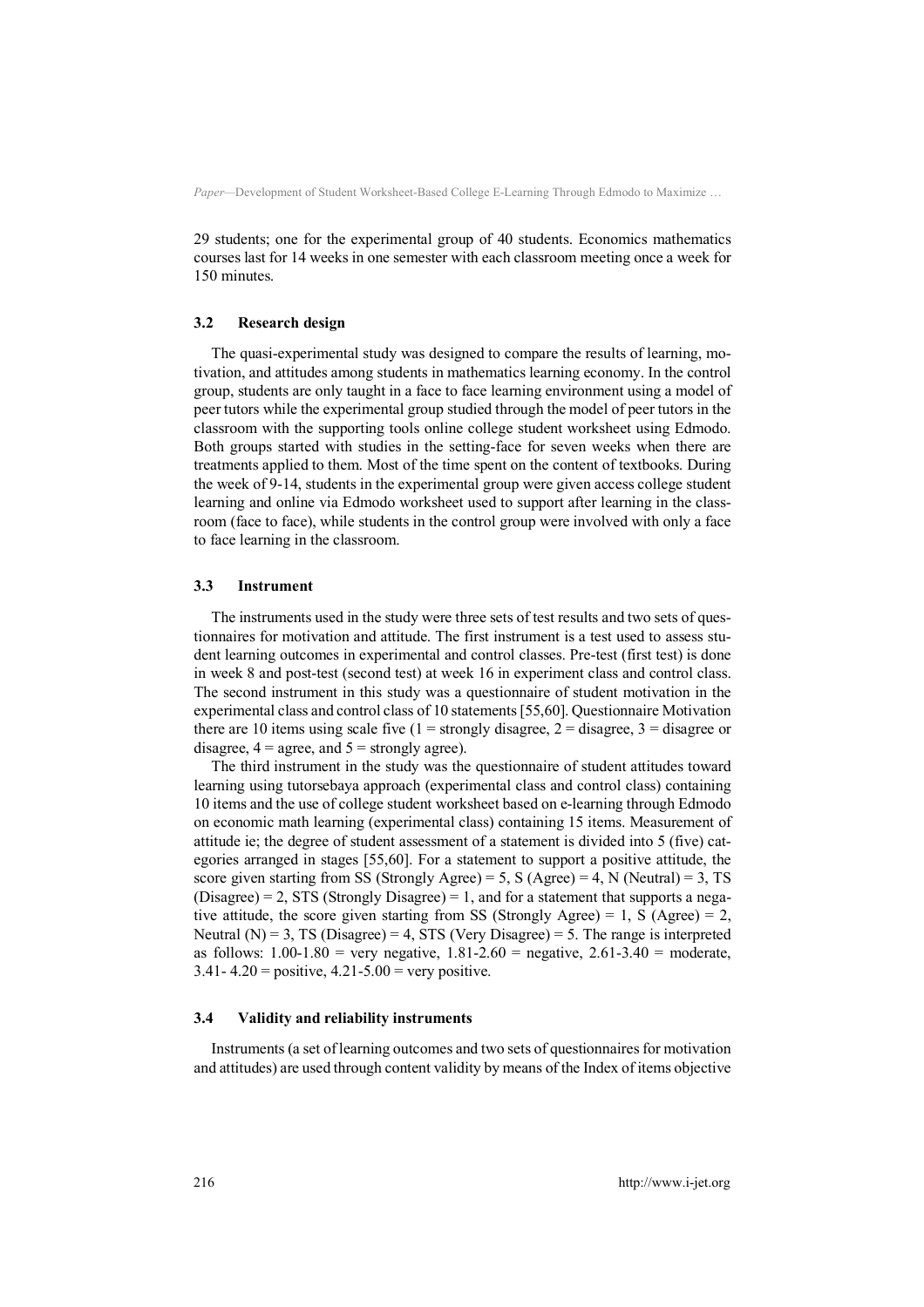29 students; one for the experimental group of 40 students. Economics mathematics courses last for 14 weeks in one semester with each classroom meeting once a week for 150 minutes.

### 3.2 Research design

The quasi-experimental study was designed to compare the results of learning, motivation, and attitudes among students in mathematics learning economy. In the control group, students are only taught in a face to face learning environment using a model of peer tutors while the experimental group studied through the model of peer tutors in the classroom with the supporting tools online college student worksheet using Edmodo. Both groups started with studies in the setting-face for seven weeks when there are treatments applied to them. Most of the time spent on the content of textbooks. During the week of 9-14, students in the experimental group were given access college student learning and online via Edmodo worksheet used to support after learning in the classroom (face to face), while students in the control group were involved with only a face to face learning in the classroom.

### 3.3 Instrument

The instruments used in the study were three sets of test results and two sets of questionnaires for motivation and attitude. The first instrument is a test used to assess student learning outcomes in experimental and control classes. Pre-test (first test) is done in week 8 and post-test (second test) at week 16 in experiment class and control class. The second instrument in this study was a questionnaire of student motivation in the experimental class and control class of 10 statements [55,60]. Questionnaire Motivation there are 10 items using scale five (1 = strongly disagree, 2 = disagree, 3 = disagree or disagree, 4 = agree, and 5 = strongly agree).

The third instrument in the study was the questionnaire of student attitudes toward learning using tutorsebaya approach (experimental class and control class) containing 10 items and the use of college student worksheet based on e-learning through Edmodo on economic math learning (experimental class) containing 15 items. Measurement of attitude ie; the degree of student assessment of a statement is divided into 5 (five) categories arranged in stages [55,60]. For a statement to support a positive attitude, the score given starting from SS (Strongly Agree) = 5, S (Agree) = 4, N (Neutral) = 3, TS (Disagree) = 2, STS (Strongly Disagree) = 1, and for a statement that supports a negative attitude, the score given starting from SS (Strongly Agree) = 1, S (Agree) = 2, Neutral (N) = 3, TS (Disagree) = 4, STS (Very Disagree) = 5. The range is interpreted as follows: 1.00-1.80 = very negative, 1.81-2.60 = negative, 2.61-3.40 = moderate, 3.41- 4.20 = positive, 4.21-5.00 = very positive.

### 3.4 Validity and reliability instruments

Instruments (a set of learning outcomes and two sets of questionnaires for motivation and attitudes) are used through content validity by means of the Index of items objective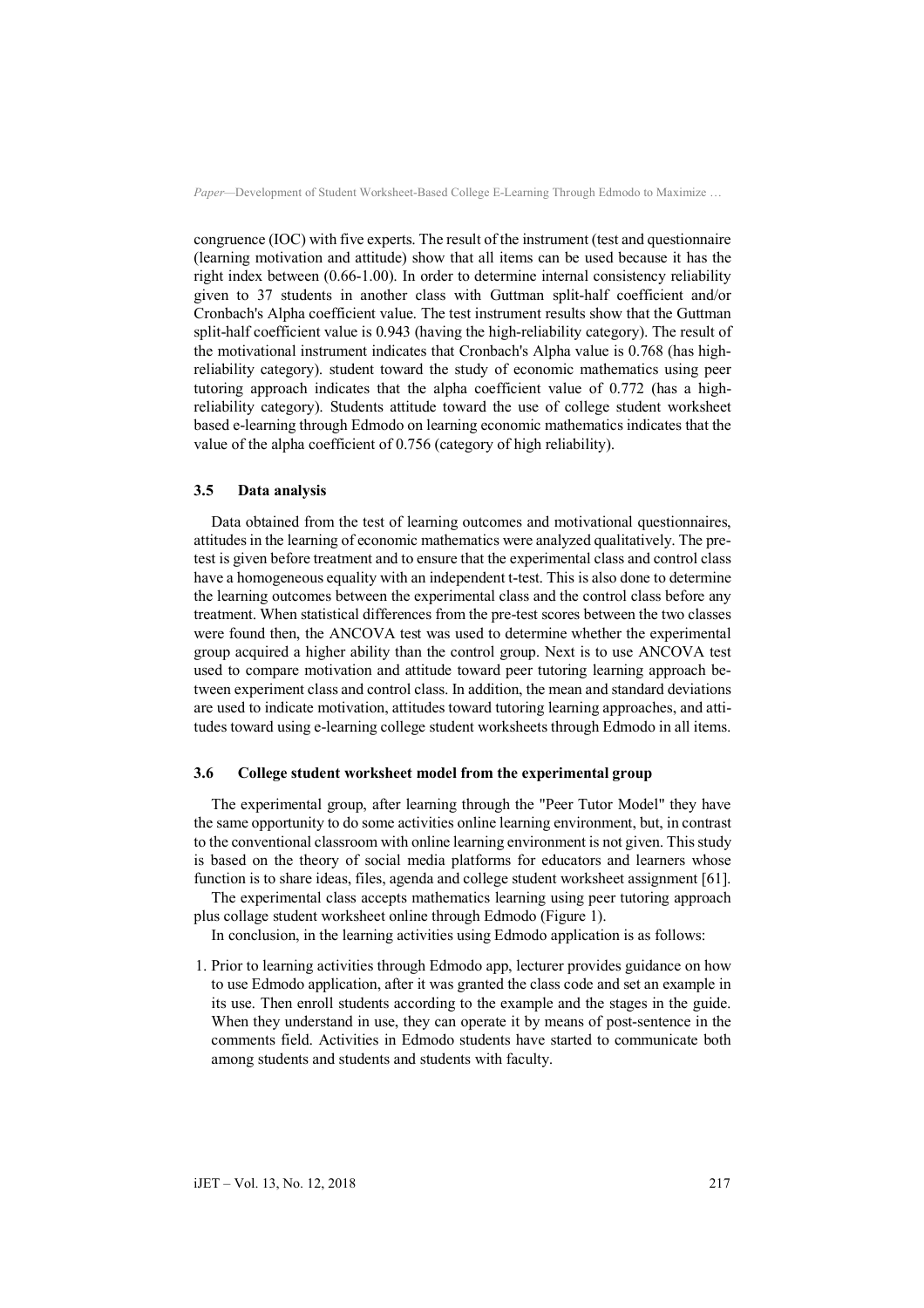congruence (IOC) with five experts. The result of the instrument (test and questionnaire (learning motivation and attitude) show that all items can be used because it has the right index between (0.66-1.00). In order to determine internal consistency reliability given to 37 students in another class with Guttman split-half coefficient and/or Cronbach's Alpha coefficient value. The test instrument results show that the Guttman split-half coefficient value is 0.943 (having the high-reliability category). The result of the motivational instrument indicates that Cronbach's Alpha value is 0.768 (has high-reliability category). student toward the study of economic mathematics using peer tutoring approach indicates that the alpha coefficient value of 0.772 (has a high-reliability category). Students attitude toward the use of college student worksheet based e-learning through Edmodo on learning economic mathematics indicates that the value of the alpha coefficient of 0.756 (category of high reliability).

### 3.5 Data analysis

Data obtained from the test of learning outcomes and motivational questionnaires, attitudes in the learning of economic mathematics were analyzed qualitatively. The pre-test is given before treatment and to ensure that the experimental class and control class have a homogeneous equality with an independent t-test. This is also done to determine the learning outcomes between the experimental class and the control class before any treatment. When statistical differences from the pre-test scores between the two classes were found then, the ANCOVA test was used to determine whether the experimental group acquired a higher ability than the control group. Next is to use ANCOVA test used to compare motivation and attitude toward peer tutoring learning approach between experiment class and control class. In addition, the mean and standard deviations are used to indicate motivation, attitudes toward tutoring learning approaches, and attitudes toward using e-learning college student worksheets through Edmodo in all items.

### 3.6 College student worksheet model from the experimental group

The experimental group, after learning through the "Peer Tutor Model" they have the same opportunity to do some activities online learning environment, but, in contrast to the conventional classroom with online learning environment is not given. This study is based on the theory of social media platforms for educators and learners whose function is to share ideas, files, agenda and college student worksheet assignment [61].

The experimental class accepts mathematics learning using peer tutoring approach plus collage student worksheet online through Edmodo (Figure 1).

In conclusion, in the learning activities using Edmodo application is as follows:

1. Prior to learning activities through Edmodo app, lecturer provides guidance on how to use Edmodo application, after it was granted the class code and set an example in its use. Then enroll students according to the example and the stages in the guide. When they understand in use, they can operate it by means of post-sentence in the comments field. Activities in Edmodo students have started to communicate both among students and students and students with faculty.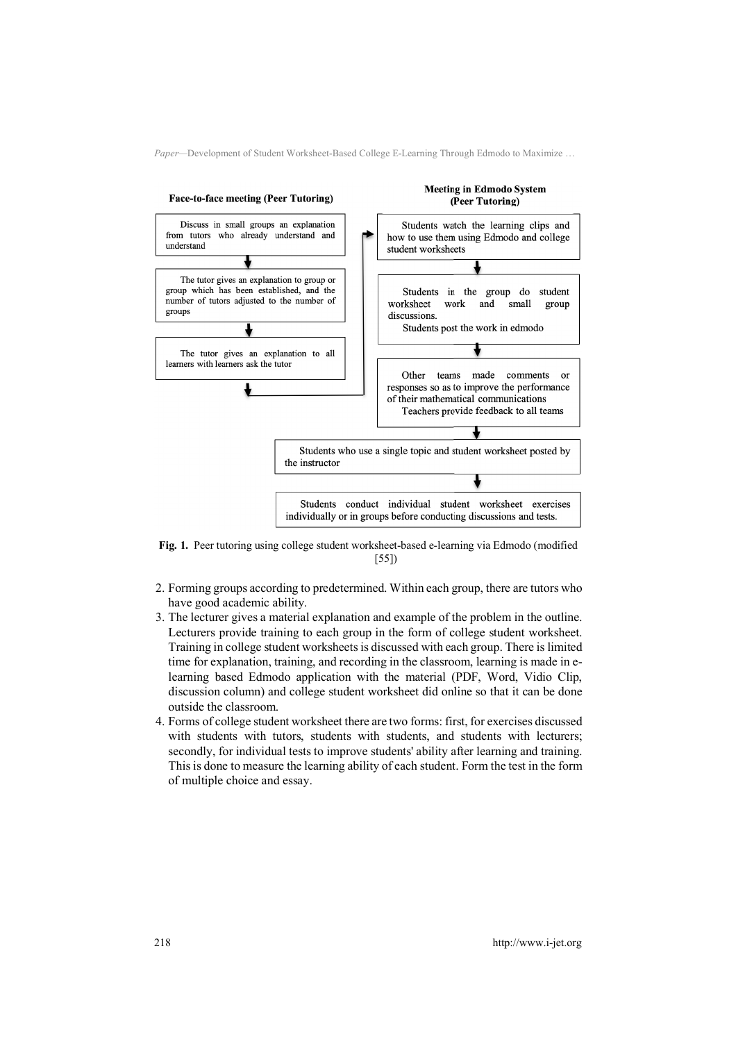**Face-to-face meeting (Peer Tutoring)**

- Discuss in small groups an explanation from tutors who already understand and understand
- The tutor gives an explanation to group or group which has been established, and the number of tutors adjusted to the number of groups
- The tutor gives an explanation to all learners with learners ask the tutor

**Meeting in Edmodo System (Peer Tutoring)**

- Students watch the learning clips and how to use them using Edmodo and college student worksheets
- Students in the group do student worksheet work and small group discussions. Students post the work in edmodo
- Other teams made comments or responses so as to improve the performance of their mathematical communications. Teachers provide feedback to all teams
- Students who use a single topic and student worksheet posted by the instructor
- Students conduct individual student worksheet exercises individually or in groups before conducting discussions and tests.

**Fig. 1.** Peer tutoring using college student worksheet-based e-learning via Edmodo (modified [55])

2. Forming groups according to predetermined. Within each group, there are tutors who have good academic ability.
3. The lecturer gives a material explanation and example of the problem in the outline. Lecturers provide training to each group in the form of college student worksheet. Training in college student worksheets is discussed with each group. There is limited time for explanation, training, and recording in the classroom, learning is made in e-learning based Edmodo application with the material (PDF, Word, Vidio Clip, discussion column) and college student worksheet did online so that it can be done outside the classroom.
4. Forms of college student worksheet there are two forms: first, for exercises discussed with students with tutors, students with students, and students with lecturers; secondly, for individual tests to improve students' ability after learning and training. This is done to measure the learning ability of each student. Form the test in the form of multiple choice and essay.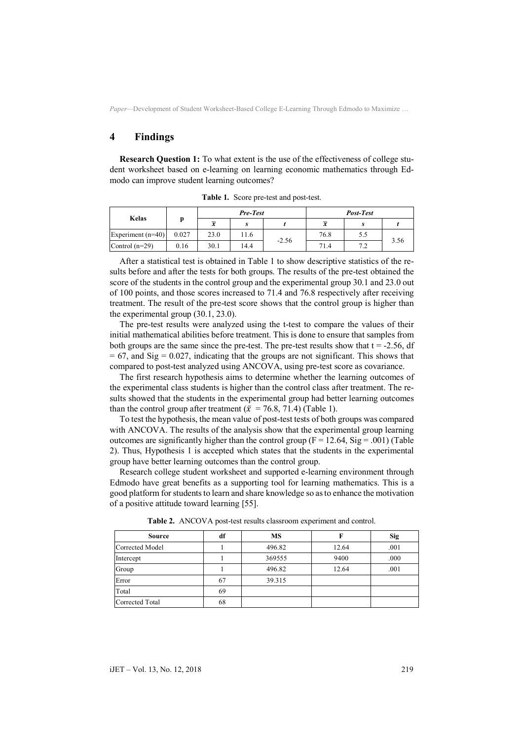## 4 Findings

**Research Question 1:** To what extent is the use of the effectiveness of college student worksheet based on e-learning on learning economic mathematics through Edmodo can improve student learning outcomes?

**Table 1.** Score pre-test and post-test.

| Kelas | p | *Pre-Test* | | | *Post-Test* | | |
|---|---|---|---|---|---|---|---|
| | | $\bar{x}$ | *s* | *t* | $\bar{x}$ | *s* | *t* |
| Experiment (n=40) | 0.027 | 23.0 | 11.6 | -2.56 | 76.8 | 5.5 | 3.56 |
| Control (n=29) | 0.16 | 30.1 | 14.4 | | 71.4 | 7.2 | |

After a statistical test is obtained in Table 1 to show descriptive statistics of the results before and after the tests for both groups. The results of the pre-test obtained the score of the students in the control group and the experimental group 30.1 and 23.0 out of 100 points, and those scores increased to 71.4 and 76.8 respectively after receiving treatment. The result of the pre-test score shows that the control group is higher than the experimental group (30.1, 23.0).

The pre-test results were analyzed using the t-test to compare the values of their initial mathematical abilities before treatment. This is done to ensure that samples from both groups are the same since the pre-test. The pre-test results show that t = -2.56, df = 67, and Sig = 0.027, indicating that the groups are not significant. This shows that compared to post-test analyzed using ANCOVA, using pre-test score as covariance.

The first research hypothesis aims to determine whether the learning outcomes of the experimental class students is higher than the control class after treatment. The results showed that the students in the experimental group had better learning outcomes than the control group after treatment ($\bar{x}$ = 76.8, 71.4) (Table 1).

To test the hypothesis, the mean value of post-test tests of both groups was compared with ANCOVA. The results of the analysis show that the experimental group learning outcomes are significantly higher than the control group (F = 12.64, Sig = .001) (Table 2). Thus, Hypothesis 1 is accepted which states that the students in the experimental group have better learning outcomes than the control group.

Research college student worksheet and supported e-learning environment through Edmodo have great benefits as a supporting tool for learning mathematics. This is a good platform for students to learn and share knowledge so as to enhance the motivation of a positive attitude toward learning [55].

**Table 2.** ANCOVA post-test results classroom experiment and control.

| Source | df | MS | F | Sig |
|---|---|---|---|---|
| Corrected Model | 1 | 496.82 | 12.64 | .001 |
| Intercept | 1 | 369555 | 9400 | .000 |
| Group | 1 | 496.82 | 12.64 | .001 |
| Error | 67 | 39.315 | | |
| Total | 69 | | | |
| Corrected Total | 68 | | | |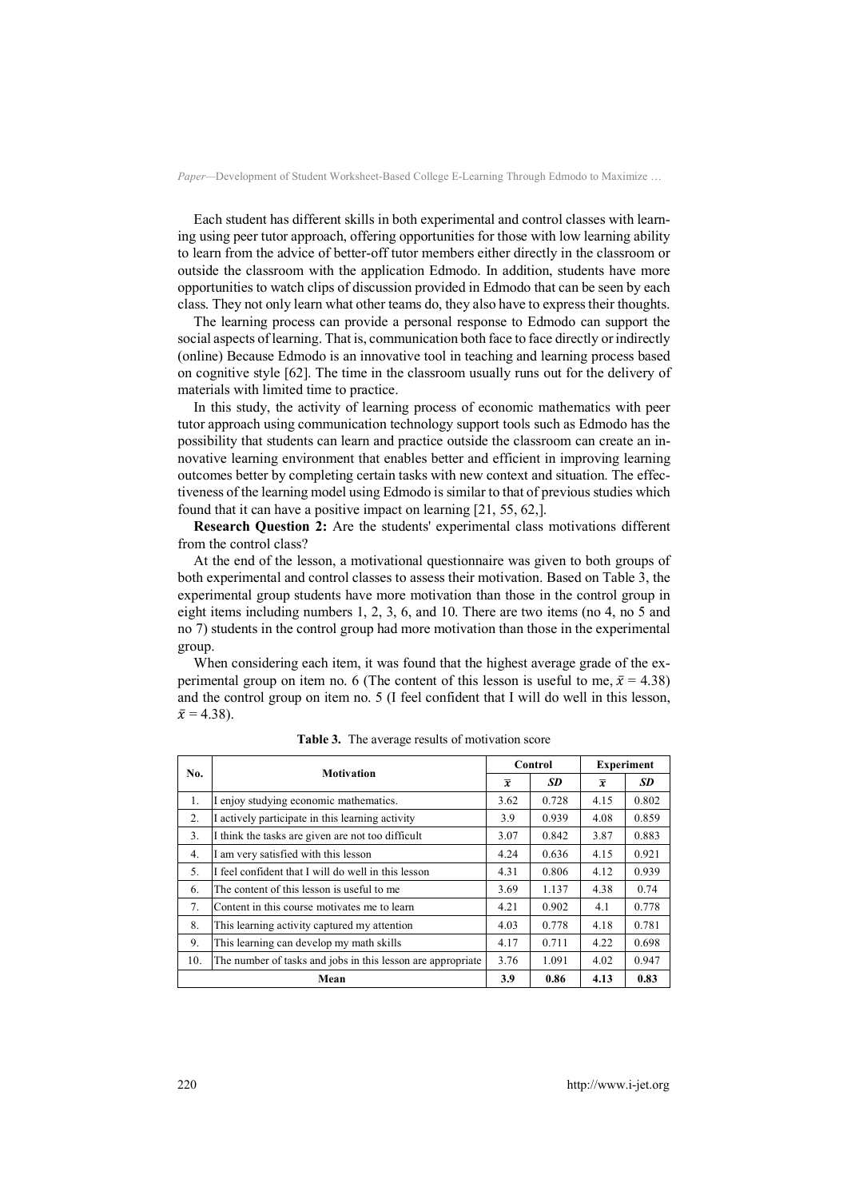Each student has different skills in both experimental and control classes with learning using peer tutor approach, offering opportunities for those with low learning ability to learn from the advice of better-off tutor members either directly in the classroom or outside the classroom with the application Edmodo. In addition, students have more opportunities to watch clips of discussion provided in Edmodo that can be seen by each class. They not only learn what other teams do, they also have to express their thoughts.

The learning process can provide a personal response to Edmodo can support the social aspects of learning. That is, communication both face to face directly or indirectly (online) Because Edmodo is an innovative tool in teaching and learning process based on cognitive style [62]. The time in the classroom usually runs out for the delivery of materials with limited time to practice.

In this study, the activity of learning process of economic mathematics with peer tutor approach using communication technology support tools such as Edmodo has the possibility that students can learn and practice outside the classroom can create an innovative learning environment that enables better and efficient in improving learning outcomes better by completing certain tasks with new context and situation. The effectiveness of the learning model using Edmodo is similar to that of previous studies which found that it can have a positive impact on learning [21, 55, 62,].

**Research Question 2:** Are the students' experimental class motivations different from the control class?

At the end of the lesson, a motivational questionnaire was given to both groups of both experimental and control classes to assess their motivation. Based on Table 3, the experimental group students have more motivation than those in the control group in eight items including numbers 1, 2, 3, 6, and 10. There are two items (no 4, no 5 and no 7) students in the control group had more motivation than those in the experimental group.

When considering each item, it was found that the highest average grade of the experimental group on item no. 6 (The content of this lesson is useful to me, $\bar{x}$ = 4.38) and the control group on item no. 5 (I feel confident that I will do well in this lesson, $\bar{x}$ = 4.38).

**Table 3.** The average results of motivation score

| No. | Motivation | Control | | Experiment | |
|---|---|---|---|---|---|
| | | $\bar{x}$ | *SD* | $\bar{x}$ | *SD* |
| 1. | I enjoy studying economic mathematics. | 3.62 | 0.728 | 4.15 | 0.802 |
| 2. | I actively participate in this learning activity | 3.9 | 0.939 | 4.08 | 0.859 |
| 3. | I think the tasks are given are not too difficult | 3.07 | 0.842 | 3.87 | 0.883 |
| 4. | I am very satisfied with this lesson | 4.24 | 0.636 | 4.15 | 0.921 |
| 5. | I feel confident that I will do well in this lesson | 4.31 | 0.806 | 4.12 | 0.939 |
| 6. | The content of this lesson is useful to me | 3.69 | 1.137 | 4.38 | 0.74 |
| 7. | Content in this course motivates me to learn | 4.21 | 0.902 | 4.1 | 0.778 |
| 8. | This learning activity captured my attention | 4.03 | 0.778 | 4.18 | 0.781 |
| 9. | This learning can develop my math skills | 4.17 | 0.711 | 4.22 | 0.698 |
| 10. | The number of tasks and jobs in this lesson are appropriate | 3.76 | 1.091 | 4.02 | 0.947 |
| **Mean** | | **3.9** | **0.86** | **4.13** | **0.83** |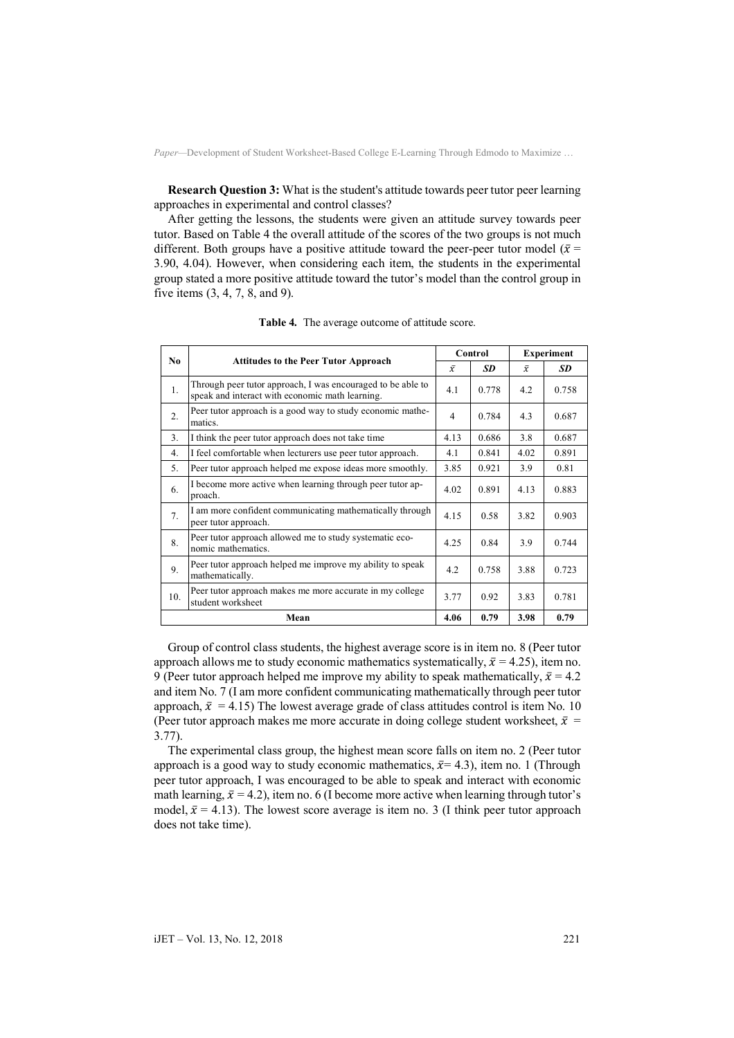**Research Question 3:** What is the student's attitude towards peer tutor peer learning approaches in experimental and control classes?

After getting the lessons, the students were given an attitude survey towards peer tutor. Based on Table 4 the overall attitude of the scores of the two groups is not much different. Both groups have a positive attitude toward the peer-peer tutor model ($\bar{x}$ = 3.90, 4.04). However, when considering each item, the students in the experimental group stated a more positive attitude toward the tutor's model than the control group in five items (3, 4, 7, 8, and 9).

**Table 4.** The average outcome of attitude score.

| No | Attitudes to the Peer Tutor Approach | Control | | Experiment | |
|---|---|---|---|---|---|
| | | $\bar{x}$ | ***SD*** | $\bar{x}$ | ***SD*** |
| 1. | Through peer tutor approach, I was encouraged to be able to speak and interact with economic math learning. | 4.1 | 0.778 | 4.2 | 0.758 |
| 2. | Peer tutor approach is a good way to study economic mathematics. | 4 | 0.784 | 4.3 | 0.687 |
| 3. | I think the peer tutor approach does not take time | 4.13 | 0.686 | 3.8 | 0.687 |
| 4. | I feel comfortable when lecturers use peer tutor approach. | 4.1 | 0.841 | 4.02 | 0.891 |
| 5. | Peer tutor approach helped me expose ideas more smoothly. | 3.85 | 0.921 | 3.9 | 0.81 |
| 6. | I become more active when learning through peer tutor approach. | 4.02 | 0.891 | 4.13 | 0.883 |
| 7. | I am more confident communicating mathematically through peer tutor approach. | 4.15 | 0.58 | 3.82 | 0.903 |
| 8. | Peer tutor approach allowed me to study systematic economic mathematics. | 4.25 | 0.84 | 3.9 | 0.744 |
| 9. | Peer tutor approach helped me improve my ability to speak mathematically. | 4.2 | 0.758 | 3.88 | 0.723 |
| 10. | Peer tutor approach makes me more accurate in my college student worksheet | 3.77 | 0.92 | 3.83 | 0.781 |
| **Mean** | | **4.06** | **0.79** | **3.98** | **0.79** |

Group of control class students, the highest average score is in item no. 8 (Peer tutor approach allows me to study economic mathematics systematically, $\bar{x}$ = 4.25), item no. 9 (Peer tutor approach helped me improve my ability to speak mathematically, $\bar{x}$ = 4.2 and item No. 7 (I am more confident communicating mathematically through peer tutor approach, $\bar{x}$ = 4.15) The lowest average grade of class attitudes control is item No. 10 (Peer tutor approach makes me more accurate in doing college student worksheet, $\bar{x}$ = 3.77).

The experimental class group, the highest mean score falls on item no. 2 (Peer tutor approach is a good way to study economic mathematics, $\bar{x}$= 4.3), item no. 1 (Through peer tutor approach, I was encouraged to be able to speak and interact with economic math learning, $\bar{x}$ = 4.2), item no. 6 (I become more active when learning through tutor's model, $\bar{x}$ = 4.13). The lowest score average is item no. 3 (I think peer tutor approach does not take time).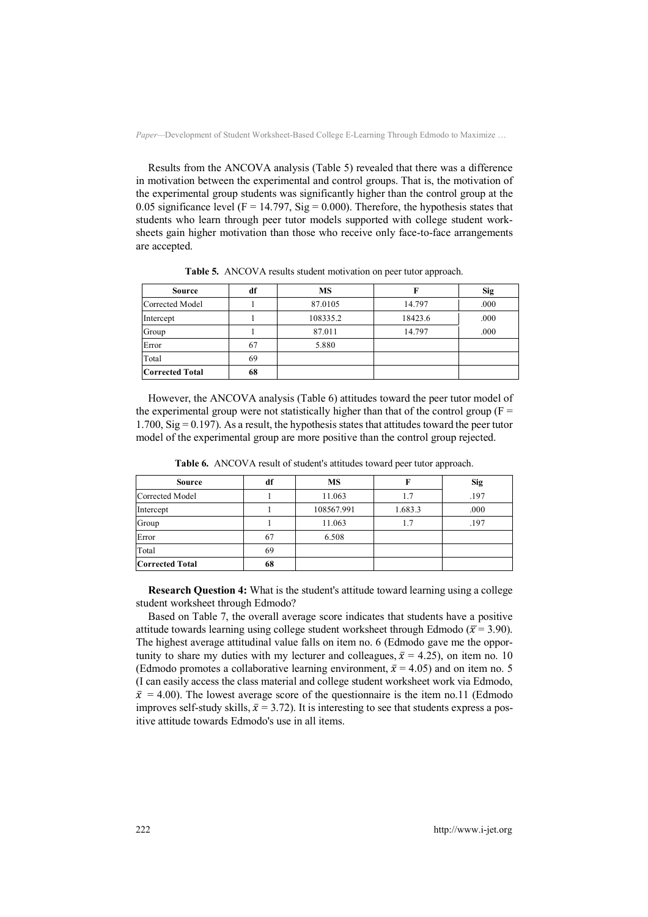Results from the ANCOVA analysis (Table 5) revealed that there was a difference in motivation between the experimental and control groups. That is, the motivation of the experimental group students was significantly higher than the control group at the 0.05 significance level ($F = 14.797$, $Sig = 0.000$). Therefore, the hypothesis states that students who learn through peer tutor models supported with college student worksheets gain higher motivation than those who receive only face-to-face arrangements are accepted.

**Table 5.** ANCOVA results student motivation on peer tutor approach.

| Source | df | MS | F | Sig |
|---|---|---|---|---|
| Corrected Model | 1 | 87.0105 | 14.797 | .000 |
| Intercept | 1 | 108335.2 | 18423.6 | .000 |
| Group | 1 | 87.011 | 14.797 | .000 |
| Error | 67 | 5.880 | | |
| Total | 69 | | | |
| **Corrected Total** | **68** | | | |

However, the ANCOVA analysis (Table 6) attitudes toward the peer tutor model of the experimental group were not statistically higher than that of the control group ($F = 1.700$, $Sig = 0.197$). As a result, the hypothesis states that attitudes toward the peer tutor model of the experimental group are more positive than the control group rejected.

**Table 6.** ANCOVA result of student's attitudes toward peer tutor approach.

| Source | df | MS | F | Sig |
|---|---|---|---|---|
| Corrected Model | 1 | 11.063 | 1.7 | .197 |
| Intercept | 1 | 108567.991 | 1.683.3 | .000 |
| Group | 1 | 11.063 | 1.7 | .197 |
| Error | 67 | 6.508 | | |
| Total | 69 | | | |
| **Corrected Total** | **68** | | | |

**Research Question 4:** What is the student's attitude toward learning using a college student worksheet through Edmodo?

Based on Table 7, the overall average score indicates that students have a positive attitude towards learning using college student worksheet through Edmodo ($\bar{x} = 3.90$). The highest average attitudinal value falls on item no. 6 (Edmodo gave me the opportunity to share my duties with my lecturer and colleagues, $\bar{x} = 4.25$), on item no. 10 (Edmodo promotes a collaborative learning environment, $\bar{x} = 4.05$) and on item no. 5 (I can easily access the class material and college student worksheet work via Edmodo, $\bar{x} = 4.00$). The lowest average score of the questionnaire is the item no.11 (Edmodo improves self-study skills, $\bar{x} = 3.72$). It is interesting to see that students express a positive attitude towards Edmodo's use in all items.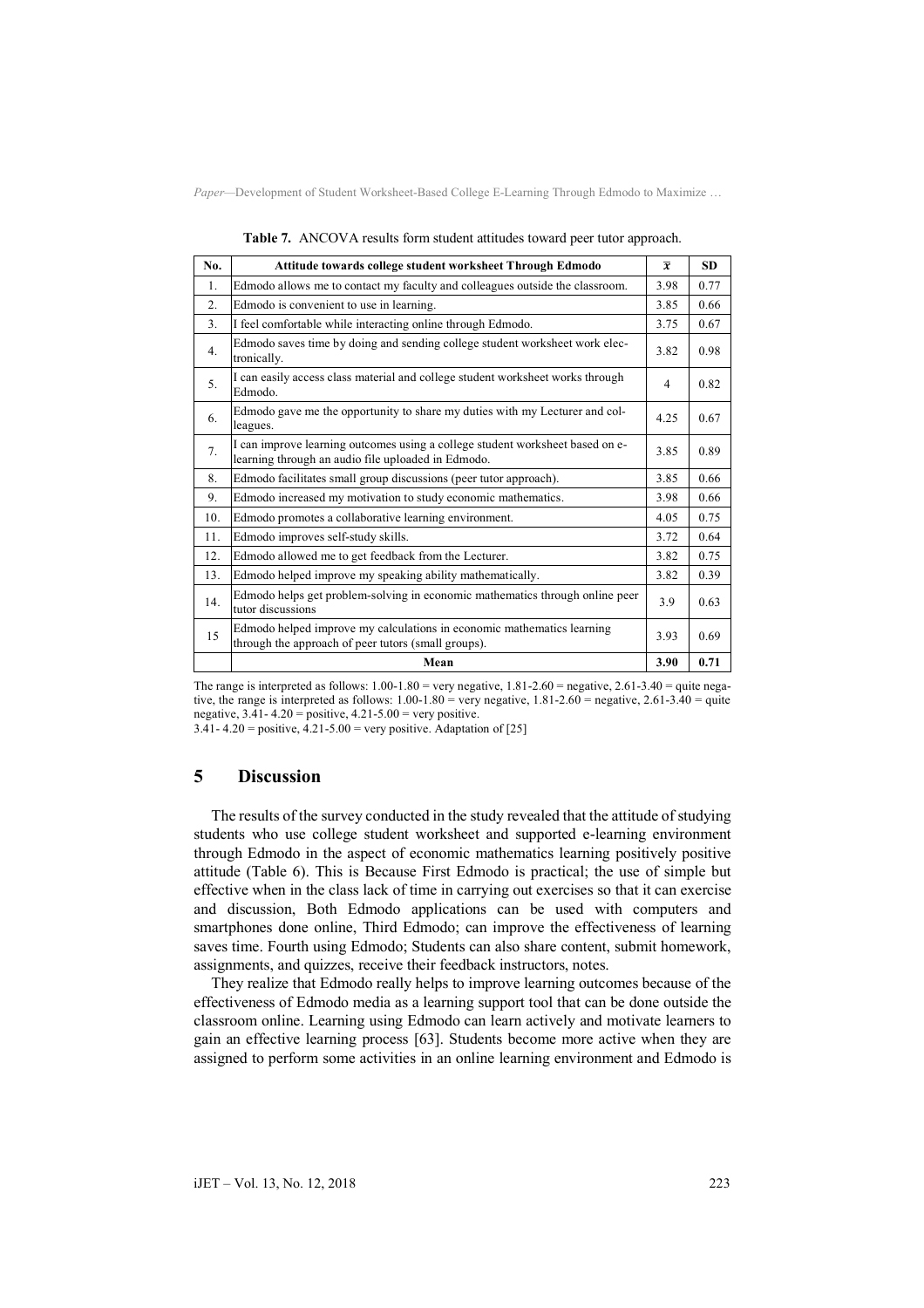**Table 7.** ANCOVA results form student attitudes toward peer tutor approach.

| No. | Attitude towards college student worksheet Through Edmodo | $\bar{x}$ | SD |
|---|---|---|---|
| 1. | Edmodo allows me to contact my faculty and colleagues outside the classroom. | 3.98 | 0.77 |
| 2. | Edmodo is convenient to use in learning. | 3.85 | 0.66 |
| 3. | I feel comfortable while interacting online through Edmodo. | 3.75 | 0.67 |
| 4. | Edmodo saves time by doing and sending college student worksheet work electronically. | 3.82 | 0.98 |
| 5. | I can easily access class material and college student worksheet works through Edmodo. | 4 | 0.82 |
| 6. | Edmodo gave me the opportunity to share my duties with my Lecturer and colleagues. | 4.25 | 0.67 |
| 7. | I can improve learning outcomes using a college student worksheet based on e-learning through an audio file uploaded in Edmodo. | 3.85 | 0.89 |
| 8. | Edmodo facilitates small group discussions (peer tutor approach). | 3.85 | 0.66 |
| 9. | Edmodo increased my motivation to study economic mathematics. | 3.98 | 0.66 |
| 10. | Edmodo promotes a collaborative learning environment. | 4.05 | 0.75 |
| 11. | Edmodo improves self-study skills. | 3.72 | 0.64 |
| 12. | Edmodo allowed me to get feedback from the Lecturer. | 3.82 | 0.75 |
| 13. | Edmodo helped improve my speaking ability mathematically. | 3.82 | 0.39 |
| 14. | Edmodo helps get problem-solving in economic mathematics through online peer tutor discussions | 3.9 | 0.63 |
| 15 | Edmodo helped improve my calculations in economic mathematics learning through the approach of peer tutors (small groups). | 3.93 | 0.69 |
| | **Mean** | **3.90** | **0.71** |

The range is interpreted as follows: 1.00-1.80 = very negative, 1.81-2.60 = negative, 2.61-3.40 = quite negative, the range is interpreted as follows: 1.00-1.80 = very negative, 1.81-2.60 = negative, 2.61-3.40 = quite negative, 3.41- 4.20 = positive, 4.21-5.00 = very positive.
3.41- 4.20 = positive, 4.21-5.00 = very positive. Adaptation of [25]

## 5 Discussion

The results of the survey conducted in the study revealed that the attitude of studying students who use college student worksheet and supported e-learning environment through Edmodo in the aspect of economic mathematics learning positively positive attitude (Table 6). This is Because First Edmodo is practical; the use of simple but effective when in the class lack of time in carrying out exercises so that it can exercise and discussion, Both Edmodo applications can be used with computers and smartphones done online, Third Edmodo; can improve the effectiveness of learning saves time. Fourth using Edmodo; Students can also share content, submit homework, assignments, and quizzes, receive their feedback instructors, notes.

They realize that Edmodo really helps to improve learning outcomes because of the effectiveness of Edmodo media as a learning support tool that can be done outside the classroom online. Learning using Edmodo can learn actively and motivate learners to gain an effective learning process [63]. Students become more active when they are assigned to perform some activities in an online learning environment and Edmodo is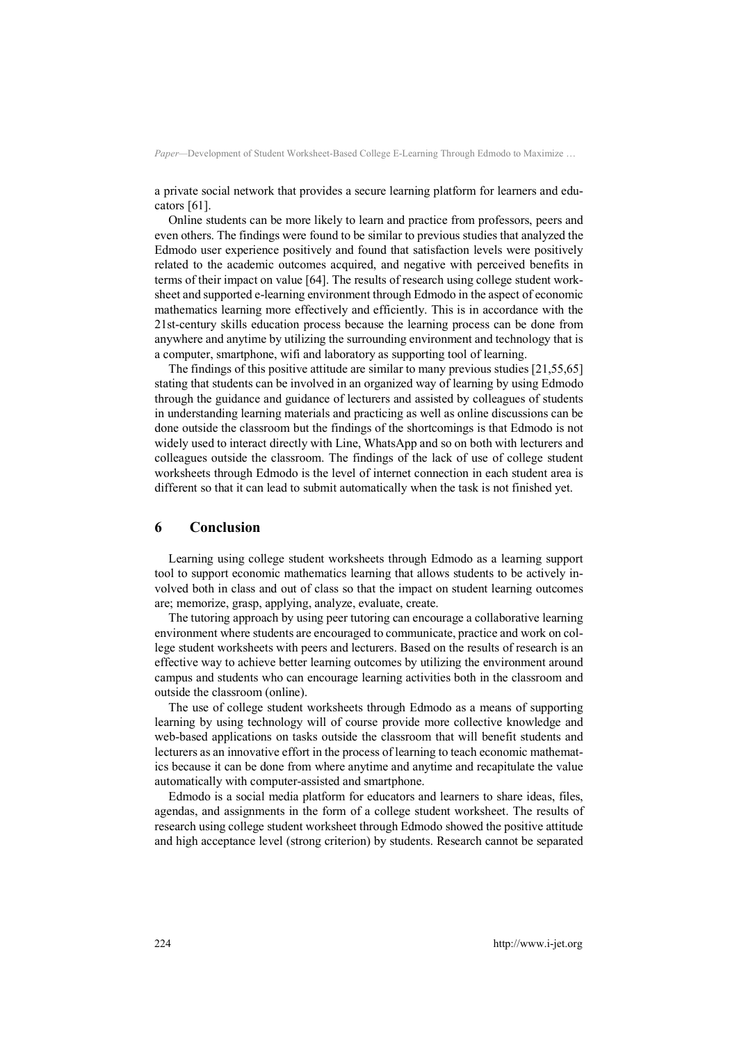a private social network that provides a secure learning platform for learners and educators [61].

Online students can be more likely to learn and practice from professors, peers and even others. The findings were found to be similar to previous studies that analyzed the Edmodo user experience positively and found that satisfaction levels were positively related to the academic outcomes acquired, and negative with perceived benefits in terms of their impact on value [64]. The results of research using college student worksheet and supported e-learning environment through Edmodo in the aspect of economic mathematics learning more effectively and efficiently. This is in accordance with the 21st-century skills education process because the learning process can be done from anywhere and anytime by utilizing the surrounding environment and technology that is a computer, smartphone, wifi and laboratory as supporting tool of learning.

The findings of this positive attitude are similar to many previous studies [21,55,65] stating that students can be involved in an organized way of learning by using Edmodo through the guidance and guidance of lecturers and assisted by colleagues of students in understanding learning materials and practicing as well as online discussions can be done outside the classroom but the findings of the shortcomings is that Edmodo is not widely used to interact directly with Line, WhatsApp and so on both with lecturers and colleagues outside the classroom. The findings of the lack of use of college student worksheets through Edmodo is the level of internet connection in each student area is different so that it can lead to submit automatically when the task is not finished yet.

## 6 Conclusion

Learning using college student worksheets through Edmodo as a learning support tool to support economic mathematics learning that allows students to be actively involved both in class and out of class so that the impact on student learning outcomes are; memorize, grasp, applying, analyze, evaluate, create.

The tutoring approach by using peer tutoring can encourage a collaborative learning environment where students are encouraged to communicate, practice and work on college student worksheets with peers and lecturers. Based on the results of research is an effective way to achieve better learning outcomes by utilizing the environment around campus and students who can encourage learning activities both in the classroom and outside the classroom (online).

The use of college student worksheets through Edmodo as a means of supporting learning by using technology will of course provide more collective knowledge and web-based applications on tasks outside the classroom that will benefit students and lecturers as an innovative effort in the process of learning to teach economic mathematics because it can be done from where anytime and anytime and recapitulate the value automatically with computer-assisted and smartphone.

Edmodo is a social media platform for educators and learners to share ideas, files, agendas, and assignments in the form of a college student worksheet. The results of research using college student worksheet through Edmodo showed the positive attitude and high acceptance level (strong criterion) by students. Research cannot be separated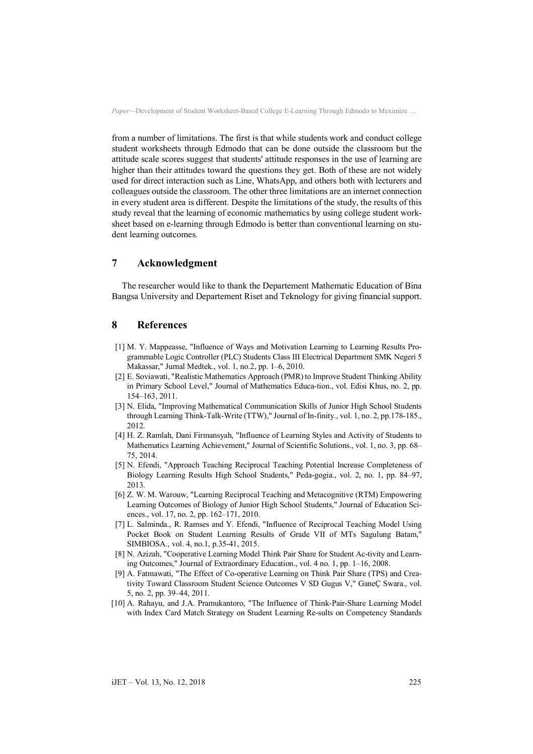from a number of limitations. The first is that while students work and conduct college student worksheets through Edmodo that can be done outside the classroom but the attitude scale scores suggest that students' attitude responses in the use of learning are higher than their attitudes toward the questions they get. Both of these are not widely used for direct interaction such as Line, WhatsApp, and others both with lecturers and colleagues outside the classroom. The other three limitations are an internet connection in every student area is different. Despite the limitations of the study, the results of this study reveal that the learning of economic mathematics by using college student worksheet based on e-learning through Edmodo is better than conventional learning on student learning outcomes.

## 7 Acknowledgment

The researcher would like to thank the Departement Mathematic Education of Bina Bangsa University and Departement Riset and Teknology for giving financial support.

## 8 References

[1] M. Y. Mappeasse, "Influence of Ways and Motivation Learning to Learning Results Programmable Logic Controller (PLC) Students Class III Electrical Department SMK Negeri 5 Makassar," Jurnal Medtek., vol. 1, no.2, pp. 1–6, 2010.

[2] E. Soviawati, "Realistic Mathematics Approach (PMR) to Improve Student Thinking Ability in Primary School Level," Journal of Mathematics Educa-tion., vol. Edisi Khus, no. 2, pp. 154–163, 2011.

[3] N. Elida, "Improving Mathematical Communication Skills of Junior High School Students through Learning Think-Talk-Write (TTW)," Journal of In-finity., vol. 1, no. 2, pp.178-185., 2012.

[4] H. Z. Ramlah, Dani Firmansyah, "Influence of Learning Styles and Activity of Students to Mathematics Learning Achievement," Journal of Scientific Solutions., vol. 1, no. 3, pp. 68–75, 2014.

[5] N. Efendi, "Approach Teaching Reciprocal Teaching Potential Increase Completeness of Biology Learning Results High School Students," Peda-gogia., vol. 2, no. 1, pp. 84–97, 2013.

[6] Z. W. M. Warouw, "Learning Reciprocal Teaching and Metacognitive (RTM) Empowering Learning Outcomes of Biology of Junior High School Students," Journal of Education Sciences., vol. 17, no. 2, pp. 162–171, 2010.

[7] L. Salminda., R. Ramses and Y. Efendi, "Influence of Reciprocal Teaching Model Using Pocket Book on Student Learning Results of Grade VII of MTs Sagulung Batam," SIMBIOSA., vol. 4, no.1, p.35-41, 2015.

[8] N. Azizah, "Cooperative Learning Model Think Pair Share for Student Ac-tivity and Learning Outcomes," Journal of Extraordinary Education., vol. 4 no. 1, pp. 1–16, 2008.

[9] A. Fatmawati, "The Effect of Co-operative Learning on Think Pair Share (TPS) and Creativity Toward Classroom Student Science Outcomes V SD Gugus V," GaneÇ Swara., vol. 5, no. 2, pp. 39–44, 2011.

[10] A. Rahayu, and J.A. Pramukantoro, "The Influence of Think-Pair-Share Learning Model with Index Card Match Strategy on Student Learning Re-sults on Competency Standards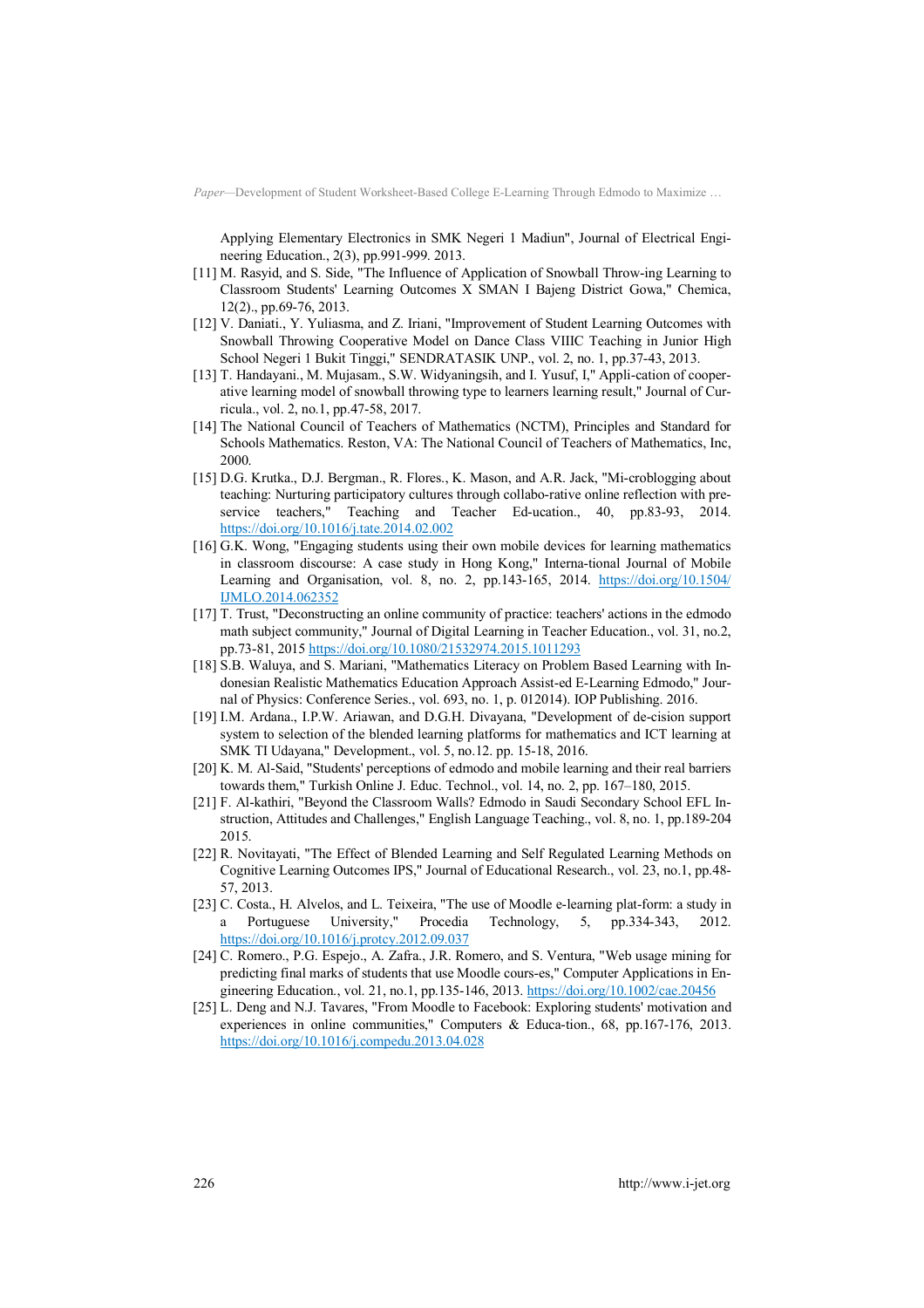Applying Elementary Electronics in SMK Negeri 1 Madiun", Journal of Electrical Engineering Education., 2(3), pp.991-999. 2013.

[11] M. Rasyid, and S. Side, "The Influence of Application of Snowball Throw-ing Learning to Classroom Students' Learning Outcomes X SMAN I Bajeng District Gowa," Chemica, 12(2)., pp.69-76, 2013.

[12] V. Daniati., Y. Yuliasma, and Z. Iriani, "Improvement of Student Learning Outcomes with Snowball Throwing Cooperative Model on Dance Class VIIIC Teaching in Junior High School Negeri 1 Bukit Tinggi," SENDRATASIK UNP., vol. 2, no. 1, pp.37-43, 2013.

[13] T. Handayani., M. Mujasam., S.W. Widyaningsih, and I. Yusuf, I," Appli-cation of cooperative learning model of snowball throwing type to learners learning result," Journal of Curricula., vol. 2, no.1, pp.47-58, 2017.

[14] The National Council of Teachers of Mathematics (NCTM), Principles and Standard for Schools Mathematics. Reston, VA: The National Council of Teachers of Mathematics, Inc, 2000.

[15] D.G. Krutka., D.J. Bergman., R. Flores., K. Mason, and A.R. Jack, "Mi-croblogging about teaching: Nurturing participatory cultures through collabo-rative online reflection with pre-service teachers," Teaching and Teacher Ed-ucation., 40, pp.83-93, 2014. https://doi.org/10.1016/j.tate.2014.02.002

[16] G.K. Wong, "Engaging students using their own mobile devices for learning mathematics in classroom discourse: A case study in Hong Kong," Interna-tional Journal of Mobile Learning and Organisation, vol. 8, no. 2, pp.143-165, 2014. https://doi.org/10.1504/IJMLO.2014.062352

[17] T. Trust, "Deconstructing an online community of practice: teachers' actions in the edmodo math subject community," Journal of Digital Learning in Teacher Education., vol. 31, no.2, pp.73-81, 2015 https://doi.org/10.1080/21532974.2015.1011293

[18] S.B. Waluya, and S. Mariani, "Mathematics Literacy on Problem Based Learning with Indonesian Realistic Mathematics Education Approach Assist-ed E-Learning Edmodo," Journal of Physics: Conference Series., vol. 693, no. 1, p. 012014). IOP Publishing. 2016.

[19] I.M. Ardana., I.P.W. Ariawan, and D.G.H. Divayana, "Development of de-cision support system to selection of the blended learning platforms for mathematics and ICT learning at SMK TI Udayana," Development., vol. 5, no.12. pp. 15-18, 2016.

[20] K. M. Al-Said, "Students' perceptions of edmodo and mobile learning and their real barriers towards them," Turkish Online J. Educ. Technol., vol. 14, no. 2, pp. 167–180, 2015.

[21] F. Al-kathiri, "Beyond the Classroom Walls? Edmodo in Saudi Secondary School EFL Instruction, Attitudes and Challenges," English Language Teaching., vol. 8, no. 1, pp.189-204 2015.

[22] R. Novitayati, "The Effect of Blended Learning and Self Regulated Learning Methods on Cognitive Learning Outcomes IPS," Journal of Educational Research., vol. 23, no.1, pp.48-57, 2013.

[23] C. Costa., H. Alvelos, and L. Teixeira, "The use of Moodle e-learning plat-form: a study in a Portuguese University," Procedia Technology, 5, pp.334-343, 2012. https://doi.org/10.1016/j.protcy.2012.09.037

[24] C. Romero., P.G. Espejo., A. Zafra., J.R. Romero, and S. Ventura, "Web usage mining for predicting final marks of students that use Moodle cours-es," Computer Applications in Engineering Education., vol. 21, no.1, pp.135-146, 2013. https://doi.org/10.1002/cae.20456

[25] L. Deng and N.J. Tavares, "From Moodle to Facebook: Exploring students' motivation and experiences in online communities," Computers & Educa-tion., 68, pp.167-176, 2013. https://doi.org/10.1016/j.compedu.2013.04.028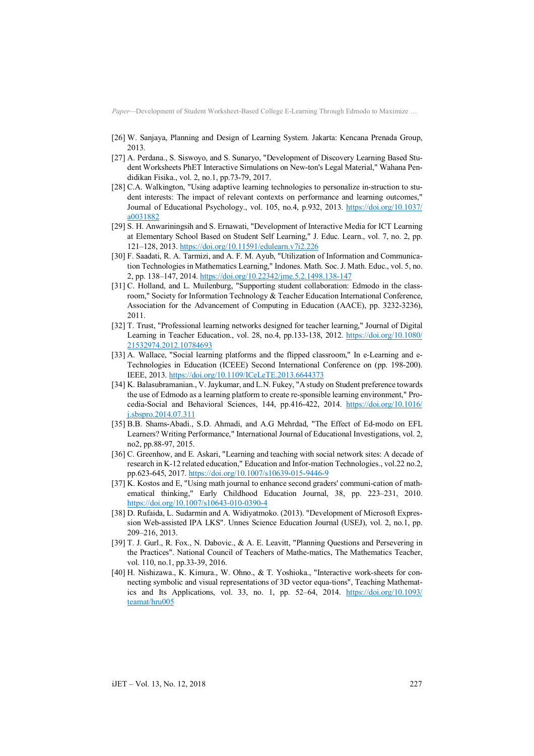[26] W. Sanjaya, Planning and Design of Learning System. Jakarta: Kencana Prenada Group, 2013.

[27] A. Perdana., S. Siswoyo, and S. Sunaryo, "Development of Discovery Learning Based Student Worksheets PhET Interactive Simulations on New-ton's Legal Material," Wahana Pendidikan Fisika., vol. 2, no.1, pp.73-79, 2017.

[28] C.A. Walkington, "Using adaptive learning technologies to personalize in-struction to student interests: The impact of relevant contexts on performance and learning outcomes," Journal of Educational Psychology., vol. 105, no.4, p.932, 2013. https://doi.org/10.1037/a0031882

[29] S. H. Anwariningsih and S. Ernawati, "Development of Interactive Media for ICT Learning at Elementary School Based on Student Self Learning," J. Educ. Learn., vol. 7, no. 2, pp. 121–128, 2013. https://doi.org/10.11591/edulearn.v7i2.226

[30] F. Saadati, R. A. Tarmizi, and A. F. M. Ayub, "Utilization of Information and Communication Technologies in Mathematics Learning," Indones. Math. Soc. J. Math. Educ., vol. 5, no. 2, pp. 138–147, 2014. https://doi.org/10.22342/jme.5.2.1498.138-147

[31] C. Holland, and L. Muilenburg, "Supporting student collaboration: Edmodo in the classroom," Society for Information Technology & Teacher Education International Conference, Association for the Advancement of Computing in Education (AACE), pp. 3232-3236), 2011.

[32] T. Trust, "Professional learning networks designed for teacher learning," Journal of Digital Learning in Teacher Education., vol. 28, no.4, pp.133-138, 2012. https://doi.org/10.1080/21532974.2012.10784693

[33] A. Wallace, "Social learning platforms and the flipped classroom," In e-Learning and e-Technologies in Education (ICEEE) Second International Conference on (pp. 198-200). IEEE, 2013. https://doi.org/10.1109/ICeLeTE.2013.6644373

[34] K. Balasubramanian., V. Jaykumar, and L.N. Fukey, "A study on Student preference towards the use of Edmodo as a learning platform to create re-sponsible learning environment," Procedia-Social and Behavioral Sciences, 144, pp.416-422, 2014. https://doi.org/10.1016/j.sbspro.2014.07.311

[35] B.B. Shams-Abadi., S.D. Ahmadi, and A.G Mehrdad, "The Effect of Ed-modo on EFL Learners? Writing Performance," International Journal of Educational Investigations, vol. 2, no2, pp.88-97, 2015.

[36] C. Greenhow, and E. Askari, "Learning and teaching with social network sites: A decade of research in K-12 related education," Education and Infor-mation Technologies., vol.22 no.2, pp.623-645, 2017. https://doi.org/10.1007/s10639-015-9446-9

[37] K. Kostos and E, "Using math journal to enhance second graders' communi-cation of mathematical thinking," Early Childhood Education Journal, 38, pp. 223–231, 2010. https://doi.org/10.1007/s10643-010-0390-4

[38] D. Rufaida, L. Sudarmin and A. Widiyatmoko. (2013). "Development of Microsoft Expression Web-assisted IPA LKS". Unnes Science Education Journal (USEJ), vol. 2, no.1, pp. 209–216, 2013.

[39] T. J. Gurl., R. Fox., N. Dabovic., & A. E. Leavitt, "Planning Questions and Persevering in the Practices". National Council of Teachers of Mathe-matics, The Mathematics Teacher, vol. 110, no.1, pp.33-39, 2016.

[40] H. Nishizawa., K. Kimura., W. Ohno., & T. Yoshioka., "Interactive work-sheets for connecting symbolic and visual representations of 3D vector equa-tions", Teaching Mathematics and Its Applications, vol. 33, no. 1, pp. 52–64, 2014. https://doi.org/10.1093/teamat/hru005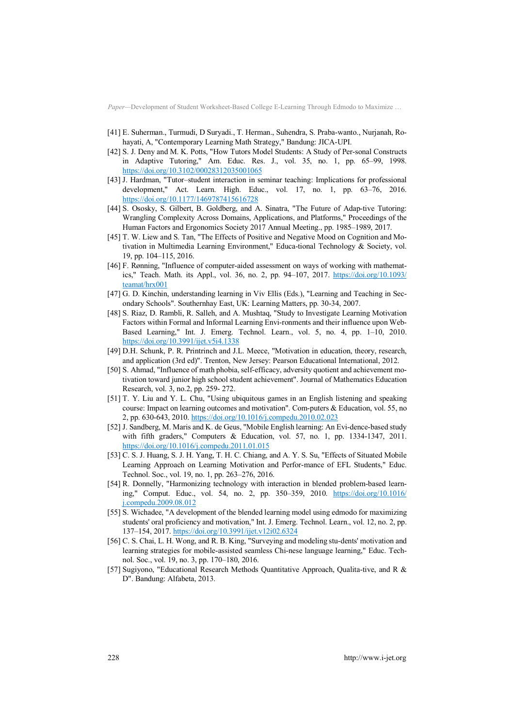[41] E. Suherman., Turmudi, D Suryadi., T. Herman., Suhendra, S. Praba-wanto., Nurjanah, Ro-hayati, A, "Contemporary Learning Math Strategy," Bandung: JICA-UPI.

[42] S. J. Deny and M. K. Potts, "How Tutors Model Students: A Study of Per-sonal Constructs in Adaptive Tutoring," Am. Educ. Res. J., vol. 35, no. 1, pp. 65–99, 1998. https://doi.org/10.3102/00028312035001065

[43] J. Hardman, "Tutor–student interaction in seminar teaching: Implications for professional development," Act. Learn. High. Educ., vol. 17, no. 1, pp. 63–76, 2016. https://doi.org/10.1177/1469787415616728

[44] S. Ososky, S. Gilbert, B. Goldberg, and A. Sinatra, "The Future of Adap-tive Tutoring: Wrangling Complexity Across Domains, Applications, and Platforms," Proceedings of the Human Factors and Ergonomics Society 2017 Annual Meeting., pp. 1985–1989, 2017.

[45] T. W. Liew and S. Tan, "The Effects of Positive and Negative Mood on Cognition and Mo-tivation in Multimedia Learning Environment," Educa-tional Technology & Society, vol. 19, pp. 104–115, 2016.

[46] F. Rønning, "Influence of computer-aided assessment on ways of working with mathemat-ics," Teach. Math. its Appl., vol. 36, no. 2, pp. 94–107, 2017. https://doi.org/10.1093/teamat/hrx001

[47] G. D. Kinchin, understanding learning in Viv Ellis (Eds.), "Learning and Teaching in Sec-ondary Schools". Southernhay East, UK: Learning Matters, pp. 30-34, 2007.

[48] S. Riaz, D. Rambli, R. Salleh, and A. Mushtaq, "Study to Investigate Learning Motivation Factors within Formal and Informal Learning Envi-ronments and their influence upon Web-Based Learning," Int. J. Emerg. Technol. Learn., vol. 5, no. 4, pp. 1–10, 2010. https://doi.org/10.3991/ijet.v5i4.1338

[49] D.H. Schunk, P. R. Printrinch and J.L. Meece, "Motivation in education, theory, research, and application (3rd ed)". Trenton, New Jersey: Pearson Educational International, 2012.

[50] S. Ahmad, "Influence of math phobia, self-efficacy, adversity quotient and achievement mo-tivation toward junior high school student achievement". Journal of Mathematics Education Research, vol. 3, no.2, pp. 259- 272.

[51] T. Y. Liu and Y. L. Chu, "Using ubiquitous games in an English listening and speaking course: Impact on learning outcomes and motivation". Com-puters & Education, vol. 55, no 2, pp. 630-643, 2010. https://doi.org/10.1016/j.compedu.2010.02.023

[52] J. Sandberg, M. Maris and K. de Geus, "Mobile English learning: An Evi-dence-based study with fifth graders," Computers & Education, vol. 57, no. 1, pp. 1334-1347, 2011. https://doi.org/10.1016/j.compedu.2011.01.015

[53] C. S. J. Huang, S. J. H. Yang, T. H. C. Chiang, and A. Y. S. Su, "Effects of Situated Mobile Learning Approach on Learning Motivation and Perfor-mance of EFL Students," Educ. Technol. Soc., vol. 19, no. 1, pp. 263–276, 2016.

[54] R. Donnelly, "Harmonizing technology with interaction in blended problem-based learn-ing," Comput. Educ., vol. 54, no. 2, pp. 350–359, 2010. https://doi.org/10.1016/j.compedu.2009.08.012

[55] S. Wichadee, "A development of the blended learning model using edmodo for maximizing students' oral proficiency and motivation," Int. J. Emerg. Technol. Learn., vol. 12, no. 2, pp. 137–154, 2017. https://doi.org/10.3991/ijet.v12i02.6324

[56] C. S. Chai, L. H. Wong, and R. B. King, "Surveying and modeling stu-dents' motivation and learning strategies for mobile-assisted seamless Chi-nese language learning," Educ. Tech-nol. Soc., vol. 19, no. 3, pp. 170–180, 2016.

[57] Sugiyono, "Educational Research Methods Quantitative Approach, Qualita-tive, and R & D". Bandung: Alfabeta, 2013.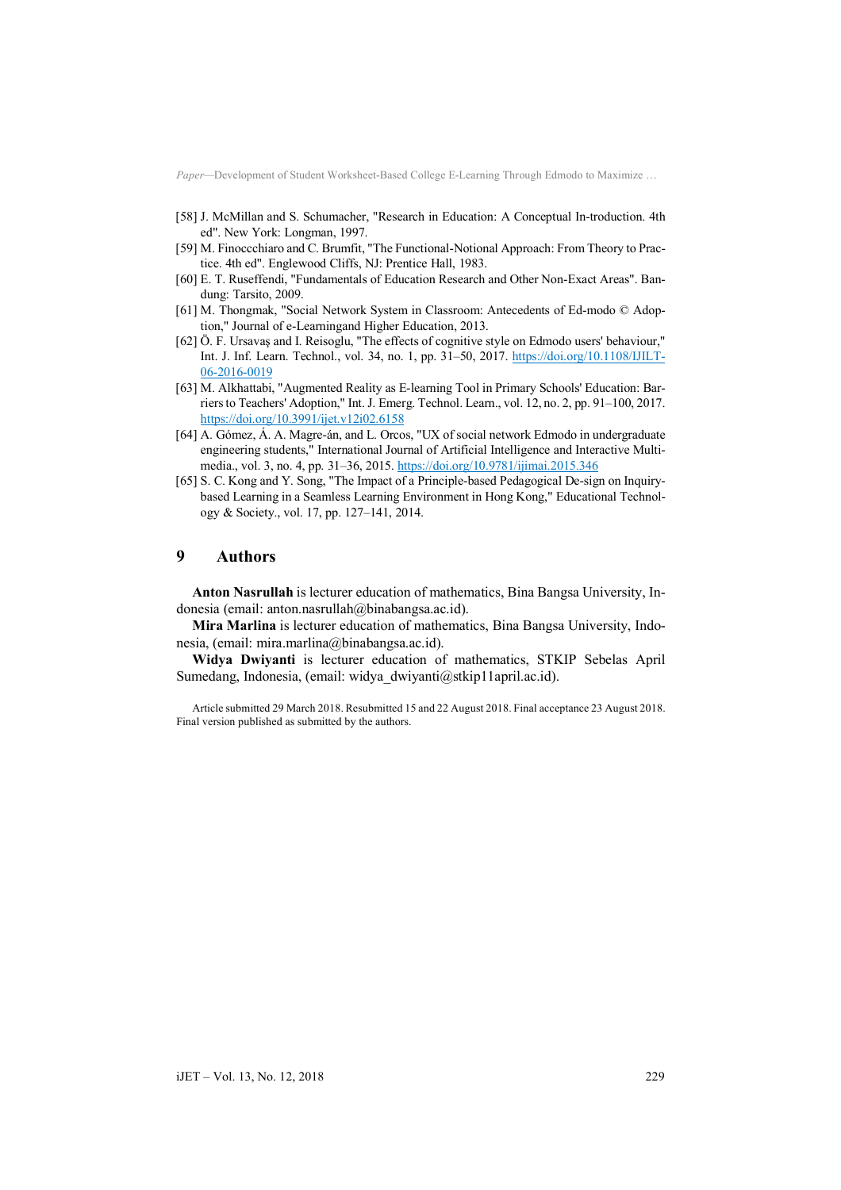[58] J. McMillan and S. Schumacher, "Research in Education: A Conceptual In-troduction. 4th ed". New York: Longman, 1997.

[59] M. Finocchiaro and C. Brumfit, "The Functional-Notional Approach: From Theory to Practice. 4th ed". Englewood Cliffs, NJ: Prentice Hall, 1983.

[60] E. T. Ruseffendi, "Fundamentals of Education Research and Other Non-Exact Areas". Bandung: Tarsito, 2009.

[61] M. Thongmak, "Social Network System in Classroom: Antecedents of Ed-modo © Adoption," Journal of e-Learningand Higher Education, 2013.

[62] Ö. F. Ursavaş and I. Reisoglu, "The effects of cognitive style on Edmodo users' behaviour," Int. J. Inf. Learn. Technol., vol. 34, no. 1, pp. 31–50, 2017. https://doi.org/10.1108/IJILT-06-2016-0019

[63] M. Alkhattabi, "Augmented Reality as E-learning Tool in Primary Schools' Education: Barriers to Teachers' Adoption," Int. J. Emerg. Technol. Learn., vol. 12, no. 2, pp. 91–100, 2017. https://doi.org/10.3991/ijet.v12i02.6158

[64] A. Gómez, Á. A. Magre-án, and L. Orcos, "UX of social network Edmodo in undergraduate engineering students," International Journal of Artificial Intelligence and Interactive Multimedia., vol. 3, no. 4, pp. 31–36, 2015. https://doi.org/10.9781/ijimai.2015.346

[65] S. C. Kong and Y. Song, "The Impact of a Principle-based Pedagogical De-sign on Inquiry-based Learning in a Seamless Learning Environment in Hong Kong," Educational Technology & Society., vol. 17, pp. 127–141, 2014.

## 9 Authors

**Anton Nasrullah** is lecturer education of mathematics, Bina Bangsa University, Indonesia (email: anton.nasrullah@binabangsa.ac.id).

**Mira Marlina** is lecturer education of mathematics, Bina Bangsa University, Indonesia, (email: mira.marlina@binabangsa.ac.id).

**Widya Dwiyanti** is lecturer education of mathematics, STKIP Sebelas April Sumedang, Indonesia, (email: widya_dwiyanti@stkip11april.ac.id).

Article submitted 29 March 2018. Resubmitted 15 and 22 August 2018. Final acceptance 23 August 2018. Final version published as submitted by the authors.